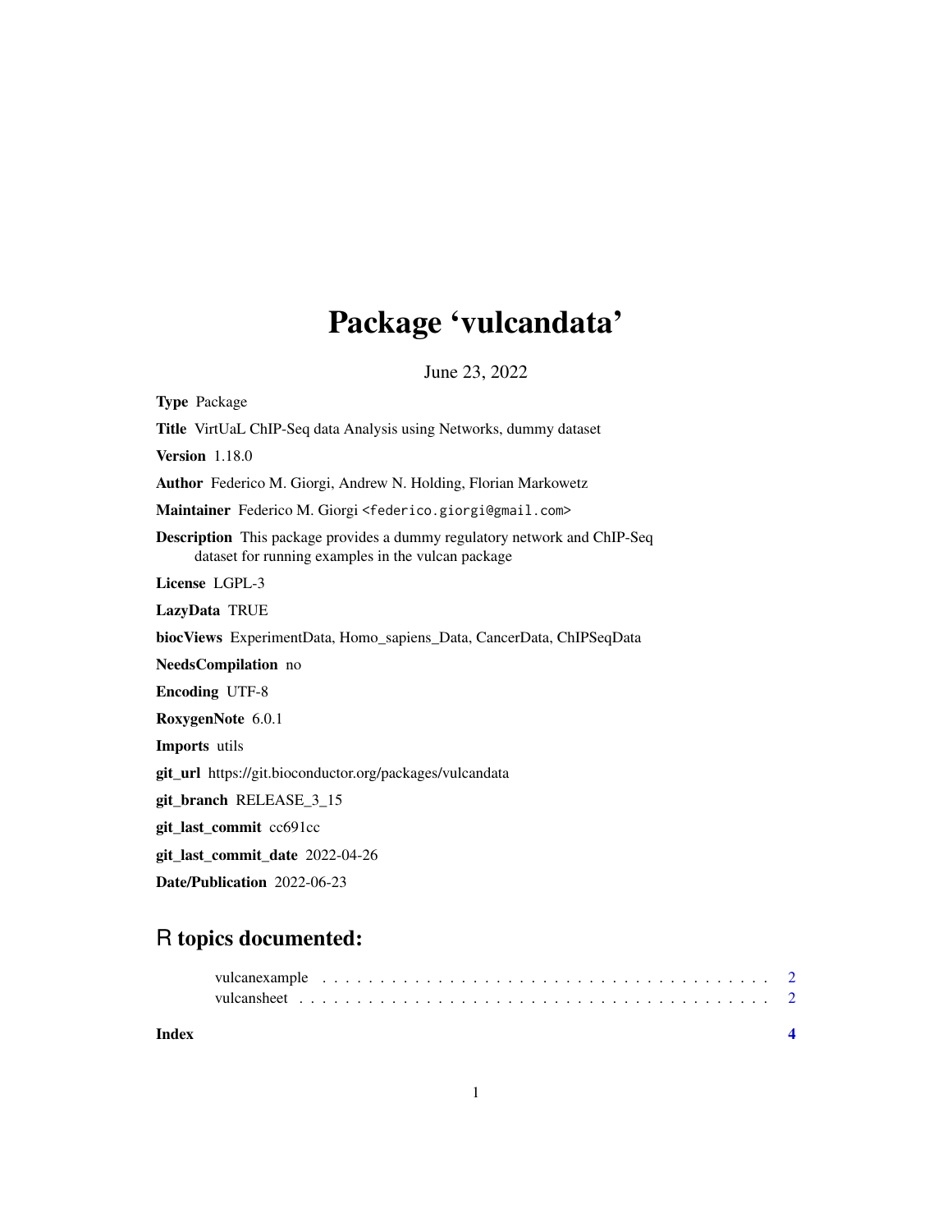# Package 'vulcandata'

June 23, 2022

**Type** Package

**Title** VirtUaL ChIP-Seq data Analysis using Networks, dummy dataset

**Version** 1.18.0

**Author** Federico M. Giorgi, Andrew N. Holding, Florian Markowetz

**Maintainer** Federico M. Giorgi <federico.giorgi@gmail.com>

**Description** This package provides a dummy regulatory network and ChIP-Seq dataset for running examples in the vulcan package

**License** LGPL-3

**LazyData** TRUE

**biocViews** ExperimentData, Homo_sapiens_Data, CancerData, ChIPSeqData

**NeedsCompilation** no

**Encoding** UTF-8

**RoxygenNote** 6.0.1

**Imports** utils

**git_url** https://git.bioconductor.org/packages/vulcandata

**git_branch** RELEASE_3_15

**git_last_commit** cc691cc

**git_last_commit_date** 2022-04-26

**Date/Publication** 2022-06-23

## R topics documented:

vulcanexample . . . . . . . . . . . . . . . . . . . . . . . . . . . . . . . . . . . . . . . 2
vulcansheet . . . . . . . . . . . . . . . . . . . . . . . . . . . . . . . . . . . . . . . . 2

**Index** **4**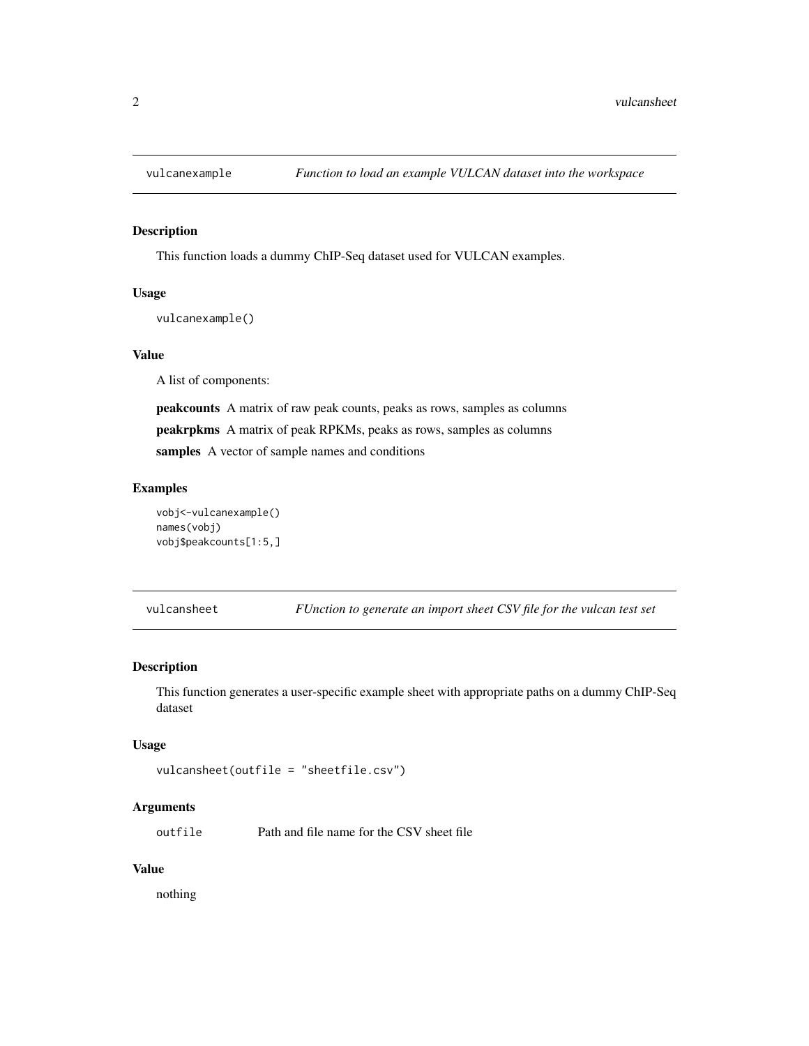## vulcanexample *Function to load an example VULCAN dataset into the workspace*

### Description

This function loads a dummy ChIP-Seq dataset used for VULCAN examples.

### Usage

```
vulcanexample()
```

### Value

A list of components:

**peakcounts** A matrix of raw peak counts, peaks as rows, samples as columns

**peakrpkms** A matrix of peak RPKMs, peaks as rows, samples as columns

**samples** A vector of sample names and conditions

### Examples

```
vobj<-vulcanexample()
names(vobj)
vobj$peakcounts[1:5,]
```

## vulcansheet *FUnction to generate an import sheet CSV file for the vulcan test set*

### Description

This function generates a user-specific example sheet with appropriate paths on a dummy ChIP-Seq dataset

### Usage

```
vulcansheet(outfile = "sheetfile.csv")
```

### Arguments

| | |
|---|---|
| outfile | Path and file name for the CSV sheet file |

### Value

nothing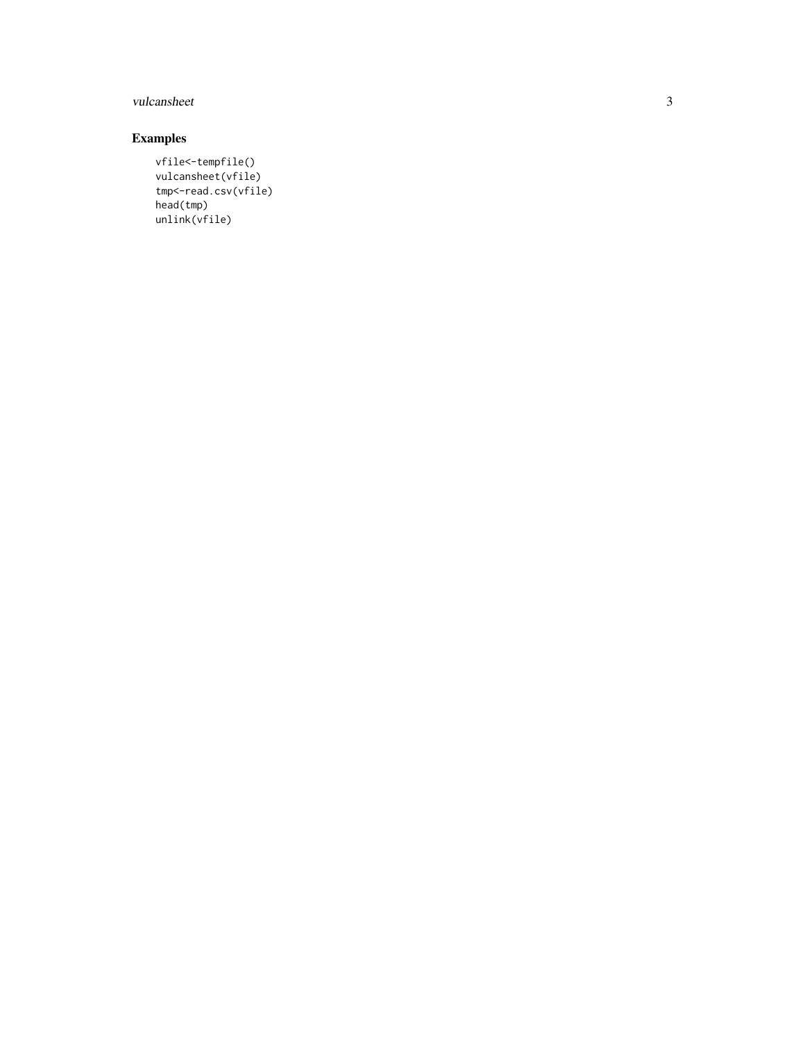## Examples

```
vfile<-tempfile()
vulcansheet(vfile)
tmp<-read.csv(vfile)
head(tmp)
unlink(vfile)
```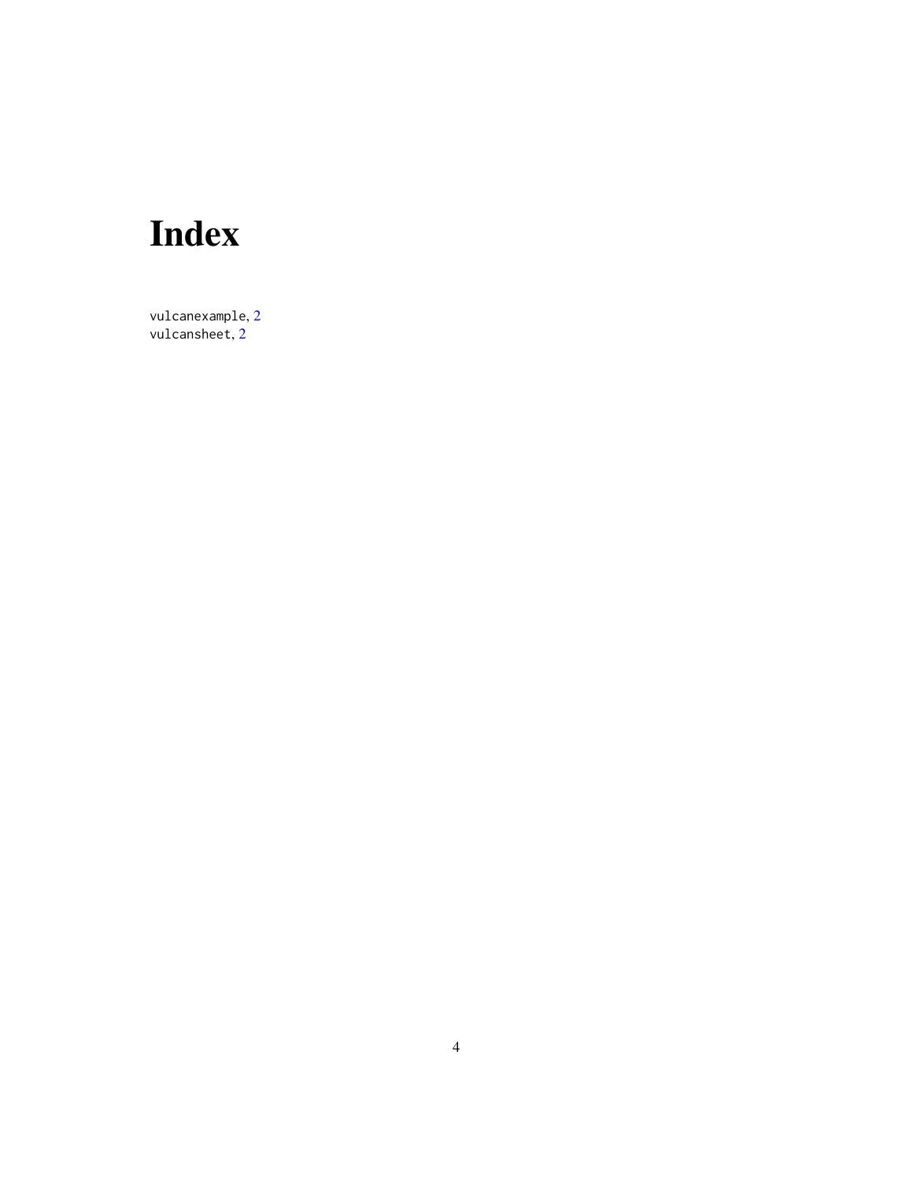# Index

vulcanexample, 2
vulcansheet, 2